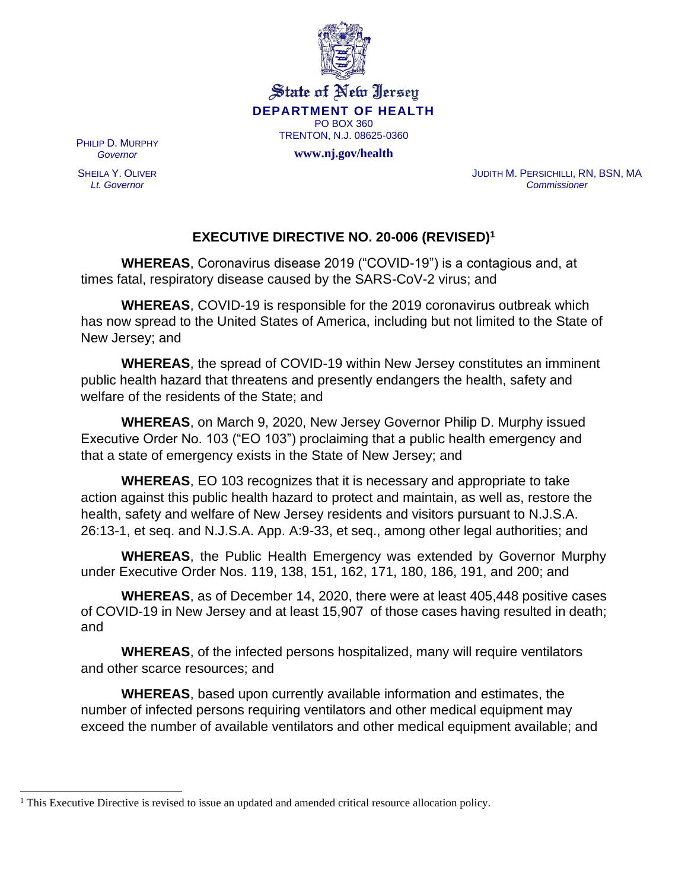State of New Jersey

**DEPARTMENT OF HEALTH**

PO BOX 360

TRENTON, N.J. 08625-0360

**www.nj.gov/health**

PHILIP D. MURPHY
*Governor*

SHEILA Y. OLIVER
*Lt. Governor*

JUDITH M. PERSICHILLI, RN, BSN, MA
*Commissioner*

## EXECUTIVE DIRECTIVE NO. 20-006 (REVISED)[1]

**WHEREAS**, Coronavirus disease 2019 ("COVID-19") is a contagious and, at times fatal, respiratory disease caused by the SARS-CoV-2 virus; and

**WHEREAS**, COVID-19 is responsible for the 2019 coronavirus outbreak which has now spread to the United States of America, including but not limited to the State of New Jersey; and

**WHEREAS**, the spread of COVID-19 within New Jersey constitutes an imminent public health hazard that threatens and presently endangers the health, safety and welfare of the residents of the State; and

**WHEREAS**, on March 9, 2020, New Jersey Governor Philip D. Murphy issued Executive Order No. 103 ("EO 103") proclaiming that a public health emergency and that a state of emergency exists in the State of New Jersey; and

**WHEREAS**, EO 103 recognizes that it is necessary and appropriate to take action against this public health hazard to protect and maintain, as well as, restore the health, safety and welfare of New Jersey residents and visitors pursuant to N.J.S.A. 26:13-1, et seq. and N.J.S.A. App. A:9-33, et seq., among other legal authorities; and

**WHEREAS**, the Public Health Emergency was extended by Governor Murphy under Executive Order Nos. 119, 138, 151, 162, 171, 180, 186, 191, and 200; and

**WHEREAS**, as of December 14, 2020, there were at least 405,448 positive cases of COVID-19 in New Jersey and at least 15,907 of those cases having resulted in death; and

**WHEREAS**, of the infected persons hospitalized, many will require ventilators and other scarce resources; and

**WHEREAS**, based upon currently available information and estimates, the number of infected persons requiring ventilators and other medical equipment may exceed the number of available ventilators and other medical equipment available; and

[1] This Executive Directive is revised to issue an updated and amended critical resource allocation policy.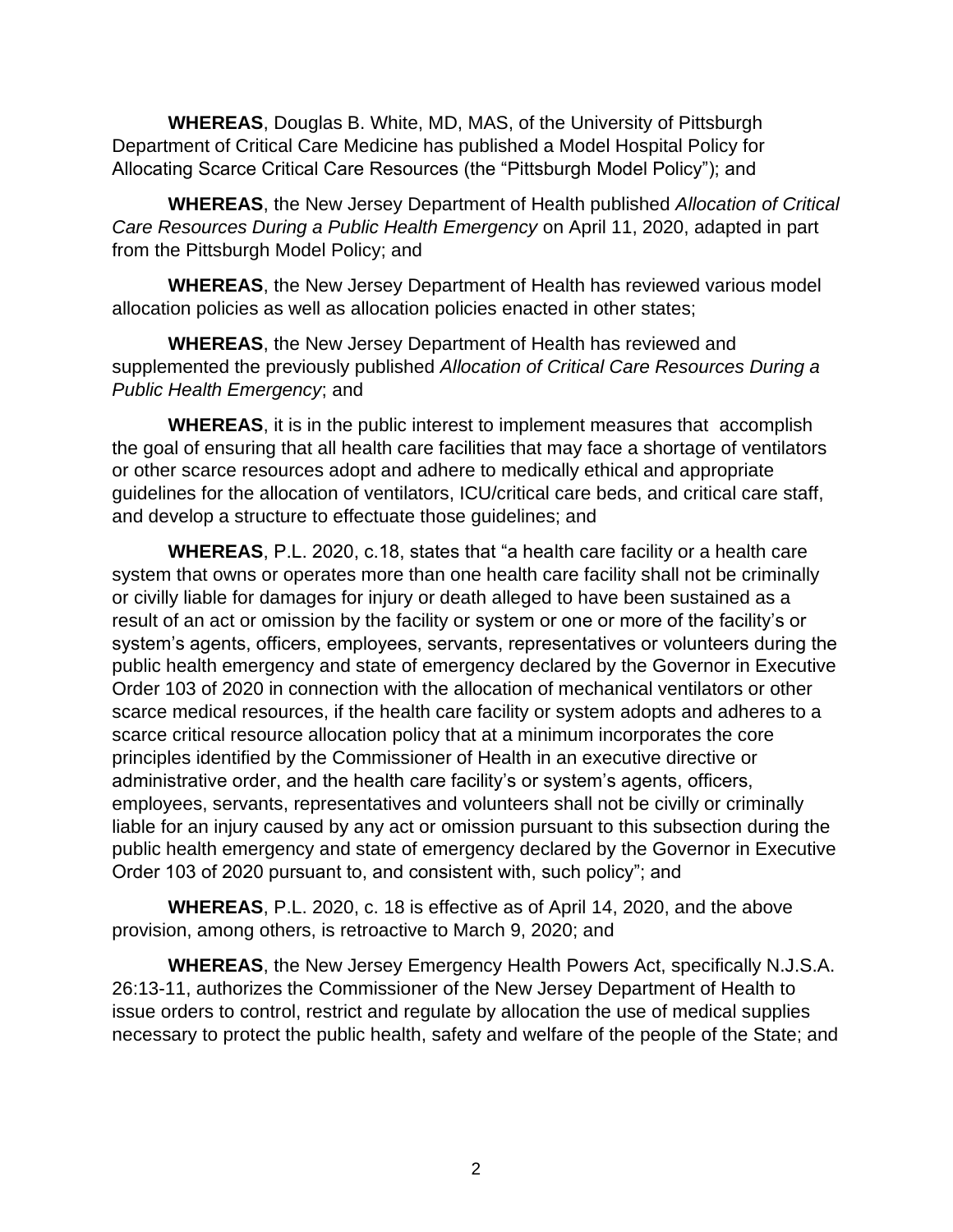**WHEREAS**, Douglas B. White, MD, MAS, of the University of Pittsburgh Department of Critical Care Medicine has published a Model Hospital Policy for Allocating Scarce Critical Care Resources (the "Pittsburgh Model Policy"); and

**WHEREAS**, the New Jersey Department of Health published *Allocation of Critical Care Resources During a Public Health Emergency* on April 11, 2020, adapted in part from the Pittsburgh Model Policy; and

**WHEREAS**, the New Jersey Department of Health has reviewed various model allocation policies as well as allocation policies enacted in other states;

**WHEREAS**, the New Jersey Department of Health has reviewed and supplemented the previously published *Allocation of Critical Care Resources During a Public Health Emergency*; and

**WHEREAS**, it is in the public interest to implement measures that accomplish the goal of ensuring that all health care facilities that may face a shortage of ventilators or other scarce resources adopt and adhere to medically ethical and appropriate guidelines for the allocation of ventilators, ICU/critical care beds, and critical care staff, and develop a structure to effectuate those guidelines; and

**WHEREAS**, P.L. 2020, c.18, states that "a health care facility or a health care system that owns or operates more than one health care facility shall not be criminally or civilly liable for damages for injury or death alleged to have been sustained as a result of an act or omission by the facility or system or one or more of the facility's or system's agents, officers, employees, servants, representatives or volunteers during the public health emergency and state of emergency declared by the Governor in Executive Order 103 of 2020 in connection with the allocation of mechanical ventilators or other scarce medical resources, if the health care facility or system adopts and adheres to a scarce critical resource allocation policy that at a minimum incorporates the core principles identified by the Commissioner of Health in an executive directive or administrative order, and the health care facility's or system's agents, officers, employees, servants, representatives and volunteers shall not be civilly or criminally liable for an injury caused by any act or omission pursuant to this subsection during the public health emergency and state of emergency declared by the Governor in Executive Order 103 of 2020 pursuant to, and consistent with, such policy"; and

**WHEREAS**, P.L. 2020, c. 18 is effective as of April 14, 2020, and the above provision, among others, is retroactive to March 9, 2020; and

**WHEREAS**, the New Jersey Emergency Health Powers Act, specifically N.J.S.A. 26:13-11, authorizes the Commissioner of the New Jersey Department of Health to issue orders to control, restrict and regulate by allocation the use of medical supplies necessary to protect the public health, safety and welfare of the people of the State; and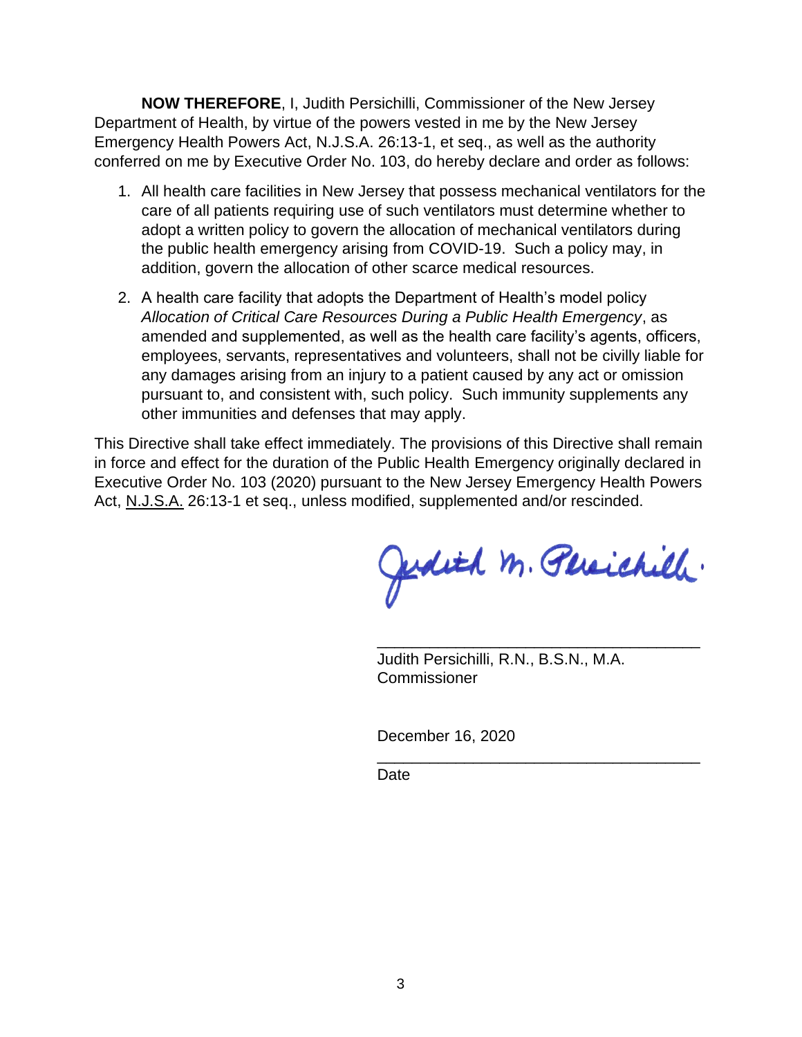**NOW THEREFORE**, I, Judith Persichilli, Commissioner of the New Jersey Department of Health, by virtue of the powers vested in me by the New Jersey Emergency Health Powers Act, N.J.S.A. 26:13-1, et seq., as well as the authority conferred on me by Executive Order No. 103, do hereby declare and order as follows:

1. All health care facilities in New Jersey that possess mechanical ventilators for the care of all patients requiring use of such ventilators must determine whether to adopt a written policy to govern the allocation of mechanical ventilators during the public health emergency arising from COVID-19. Such a policy may, in addition, govern the allocation of other scarce medical resources.
2. A health care facility that adopts the Department of Health's model policy *Allocation of Critical Care Resources During a Public Health Emergency*, as amended and supplemented, as well as the health care facility's agents, officers, employees, servants, representatives and volunteers, shall not be civilly liable for any damages arising from an injury to a patient caused by any act or omission pursuant to, and consistent with, such policy. Such immunity supplements any other immunities and defenses that may apply.

This Directive shall take effect immediately. The provisions of this Directive shall remain in force and effect for the duration of the Public Health Emergency originally declared in Executive Order No. 103 (2020) pursuant to the New Jersey Emergency Health Powers Act, N.J.S.A. 26:13-1 et seq., unless modified, supplemented and/or rescinded.

Judith M. Persichilli

\_\_\_\_\_\_\_\_\_\_\_\_\_\_\_\_\_\_\_\_\_\_\_\_\_\_\_\_\_\_\_\_\_\_\_\_
Judith Persichilli, R.N., B.S.N., M.A.
Commissioner

December 16, 2020
\_\_\_\_\_\_\_\_\_\_\_\_\_\_\_\_\_\_\_\_\_\_\_\_\_\_\_\_\_\_\_\_\_\_\_\_
Date